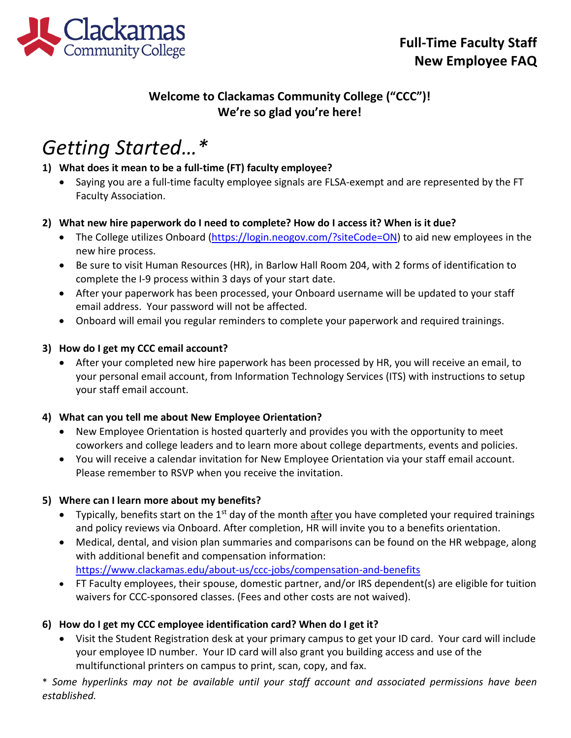Clackamas Community College

**Full-Time Faculty Staff New Employee FAQ**

**Welcome to Clackamas Community College ("CCC")! We're so glad you're here!**

# *Getting Started…\**

1) **What does it mean to be a full-time (FT) faculty employee?**
   - Saying you are a full-time faculty employee signals are FLSA-exempt and are represented by the FT Faculty Association.

2) **What new hire paperwork do I need to complete? How do I access it? When is it due?**
   - The College utilizes Onboard (https://login.neogov.com/?siteCode=ON) to aid new employees in the new hire process.
   - Be sure to visit Human Resources (HR), in Barlow Hall Room 204, with 2 forms of identification to complete the I-9 process within 3 days of your start date.
   - After your paperwork has been processed, your Onboard username will be updated to your staff email address. Your password will not be affected.
   - Onboard will email you regular reminders to complete your paperwork and required trainings.

3) **How do I get my CCC email account?**
   - After your completed new hire paperwork has been processed by HR, you will receive an email, to your personal email account, from Information Technology Services (ITS) with instructions to setup your staff email account.

4) **What can you tell me about New Employee Orientation?**
   - New Employee Orientation is hosted quarterly and provides you with the opportunity to meet coworkers and college leaders and to learn more about college departments, events and policies.
   - You will receive a calendar invitation for New Employee Orientation via your staff email account. Please remember to RSVP when you receive the invitation.

5) **Where can I learn more about my benefits?**
   - Typically, benefits start on the 1st day of the month after you have completed your required trainings and policy reviews via Onboard. After completion, HR will invite you to a benefits orientation.
   - Medical, dental, and vision plan summaries and comparisons can be found on the HR webpage, along with additional benefit and compensation information: https://www.clackamas.edu/about-us/ccc-jobs/compensation-and-benefits
   - FT Faculty employees, their spouse, domestic partner, and/or IRS dependent(s) are eligible for tuition waivers for CCC-sponsored classes. (Fees and other costs are not waived).

6) **How do I get my CCC employee identification card? When do I get it?**
   - Visit the Student Registration desk at your primary campus to get your ID card. Your card will include your employee ID number. Your ID card will also grant you building access and use of the multifunctional printers on campus to print, scan, copy, and fax.

*\* Some hyperlinks may not be available until your staff account and associated permissions have been established.*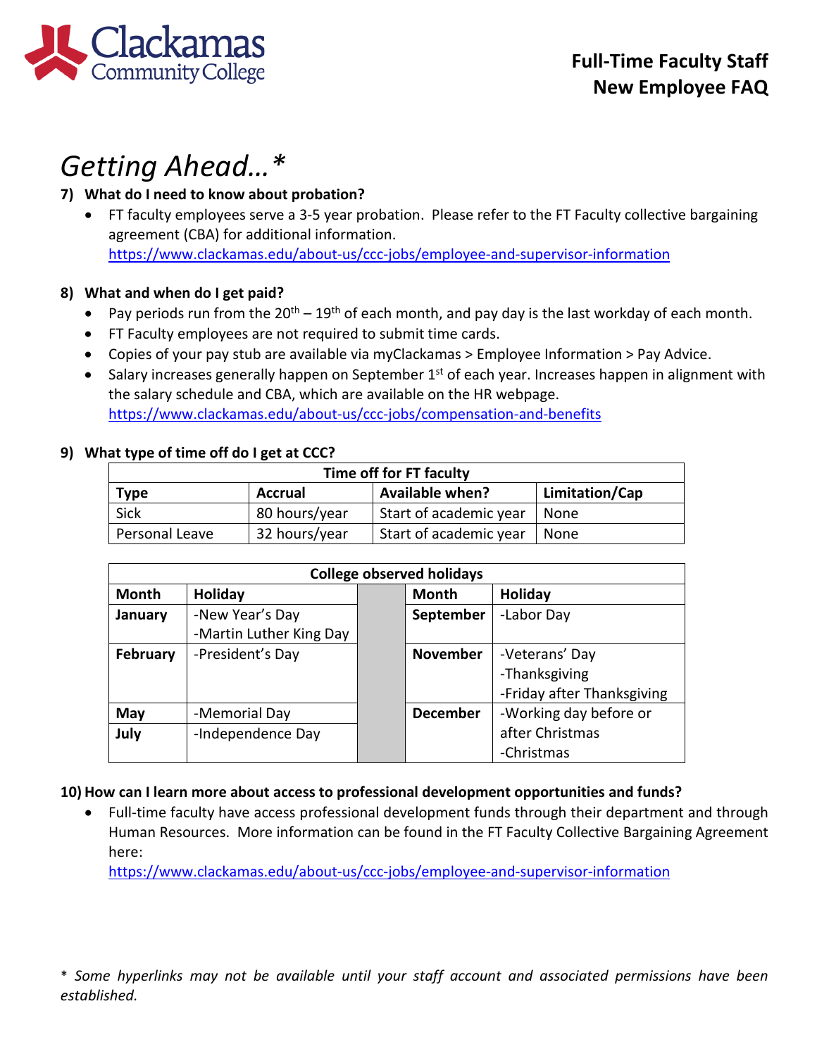# Getting Ahead…*

**7) What do I need to know about probation?**

- FT faculty employees serve a 3-5 year probation. Please refer to the FT Faculty collective bargaining agreement (CBA) for additional information. https://www.clackamas.edu/about-us/ccc-jobs/employee-and-supervisor-information

**8) What and when do I get paid?**

- Pay periods run from the 20th – 19th of each month, and pay day is the last workday of each month.
- FT Faculty employees are not required to submit time cards.
- Copies of your pay stub are available via myClackamas > Employee Information > Pay Advice.
- Salary increases generally happen on September 1st of each year. Increases happen in alignment with the salary schedule and CBA, which are available on the HR webpage. https://www.clackamas.edu/about-us/ccc-jobs/compensation-and-benefits

**9) What type of time off do I get at CCC?**

| Time off for FT faculty | | | |
|---|---|---|---|
| **Type** | **Accrual** | **Available when?** | **Limitation/Cap** |
| Sick | 80 hours/year | Start of academic year | None |
| Personal Leave | 32 hours/year | Start of academic year | None |

| College observed holidays | | | | |
|---|---|---|---|---|
| **Month** | **Holiday** | | **Month** | **Holiday** |
| **January** | -New Year's Day<br>-Martin Luther King Day | | **September** | -Labor Day |
| **February** | -President's Day | | **November** | -Veterans' Day<br>-Thanksgiving<br>-Friday after Thanksgiving |
| **May** | -Memorial Day | | **December** | -Working day before or after Christmas<br>-Christmas |
| **July** | -Independence Day | | | |

**10) How can I learn more about access to professional development opportunities and funds?**

- Full-time faculty have access professional development funds through their department and through Human Resources. More information can be found in the FT Faculty Collective Bargaining Agreement here: https://www.clackamas.edu/about-us/ccc-jobs/employee-and-supervisor-information

*\* Some hyperlinks may not be available until your staff account and associated permissions have been established.*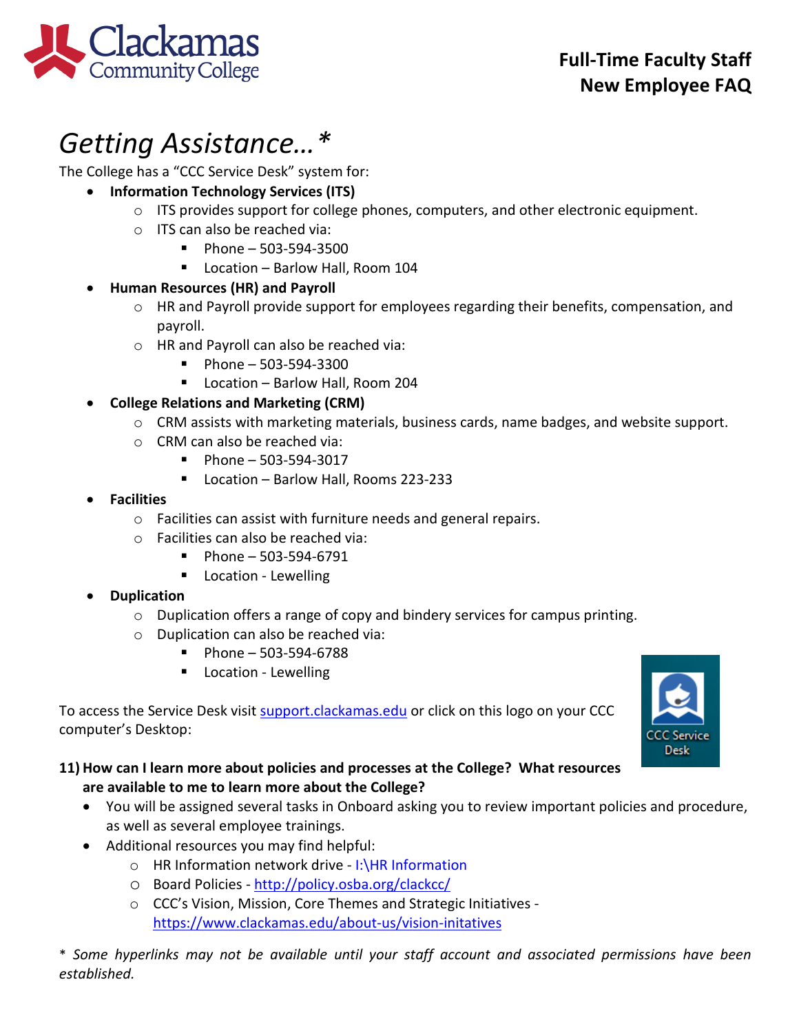# Getting Assistance…*

The College has a "CCC Service Desk" system for:

- **Information Technology Services (ITS)**
  - ITS provides support for college phones, computers, and other electronic equipment.
  - ITS can also be reached via:
    - Phone – 503-594-3500
    - Location – Barlow Hall, Room 104
- **Human Resources (HR) and Payroll**
  - HR and Payroll provide support for employees regarding their benefits, compensation, and payroll.
  - HR and Payroll can also be reached via:
    - Phone – 503-594-3300
    - Location – Barlow Hall, Room 204
- **College Relations and Marketing (CRM)**
  - CRM assists with marketing materials, business cards, name badges, and website support.
  - CRM can also be reached via:
    - Phone – 503-594-3017
    - Location – Barlow Hall, Rooms 223-233
- **Facilities**
  - Facilities can assist with furniture needs and general repairs.
  - Facilities can also be reached via:
    - Phone – 503-594-6791
    - Location - Lewelling
- **Duplication**
  - Duplication offers a range of copy and bindery services for campus printing.
  - Duplication can also be reached via:
    - Phone – 503-594-6788
    - Location - Lewelling

To access the Service Desk visit [support.clackamas.edu](support.clackamas.edu) or click on this logo on your CCC computer's Desktop:

**11) How can I learn more about policies and processes at the College? What resources are available to me to learn more about the College?**

- You will be assigned several tasks in Onboard asking you to review important policies and procedure, as well as several employee trainings.
- Additional resources you may find helpful:
  - HR Information network drive - I:\HR Information
  - Board Policies - [http://policy.osba.org/clackcc/](http://policy.osba.org/clackcc/)
  - CCC's Vision, Mission, Core Themes and Strategic Initiatives - [https://www.clackamas.edu/about-us/vision-initatives](https://www.clackamas.edu/about-us/vision-initatives)

*\* Some hyperlinks may not be available until your staff account and associated permissions have been established.*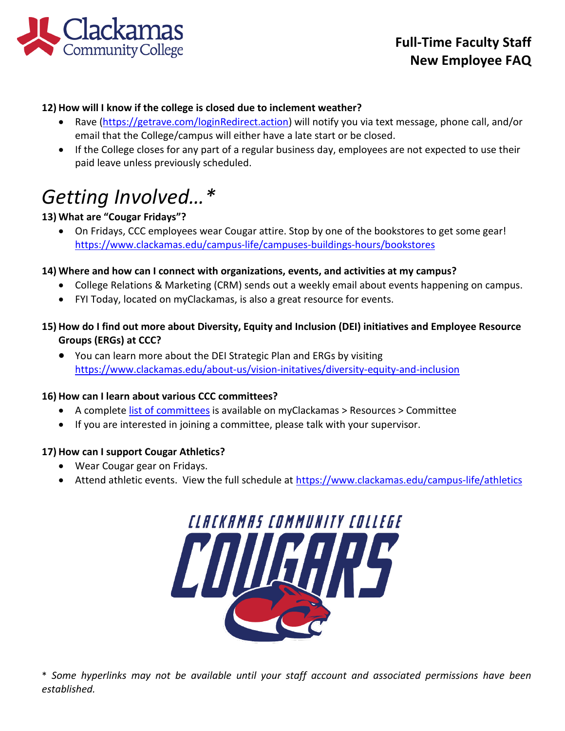### 12) How will I know if the college is closed due to inclement weather?

- Rave (https://getrave.com/loginRedirect.action) will notify you via text message, phone call, and/or email that the College/campus will either have a late start or be closed.
- If the College closes for any part of a regular business day, employees are not expected to use their paid leave unless previously scheduled.

# *Getting Involved…**

### 13) What are "Cougar Fridays"?

- On Fridays, CCC employees wear Cougar attire. Stop by one of the bookstores to get some gear! https://www.clackamas.edu/campus-life/campuses-buildings-hours/bookstores

### 14) Where and how can I connect with organizations, events, and activities at my campus?

- College Relations & Marketing (CRM) sends out a weekly email about events happening on campus.
- FYI Today, located on myClackamas, is also a great resource for events.

### 15) How do I find out more about Diversity, Equity and Inclusion (DEI) initiatives and Employee Resource Groups (ERGs) at CCC?

- You can learn more about the DEI Strategic Plan and ERGs by visiting https://www.clackamas.edu/about-us/vision-initatives/diversity-equity-and-inclusion

### 16) How can I learn about various CCC committees?

- A complete list of committees is available on myClackamas > Resources > Committee
- If you are interested in joining a committee, please talk with your supervisor.

### 17) How can I support Cougar Athletics?

- Wear Cougar gear on Fridays.
- Attend athletic events. View the full schedule at https://www.clackamas.edu/campus-life/athletics

CLACKAMAS COMMUNITY COLLEGE

COUGARS

*\* Some hyperlinks may not be available until your staff account and associated permissions have been established.*